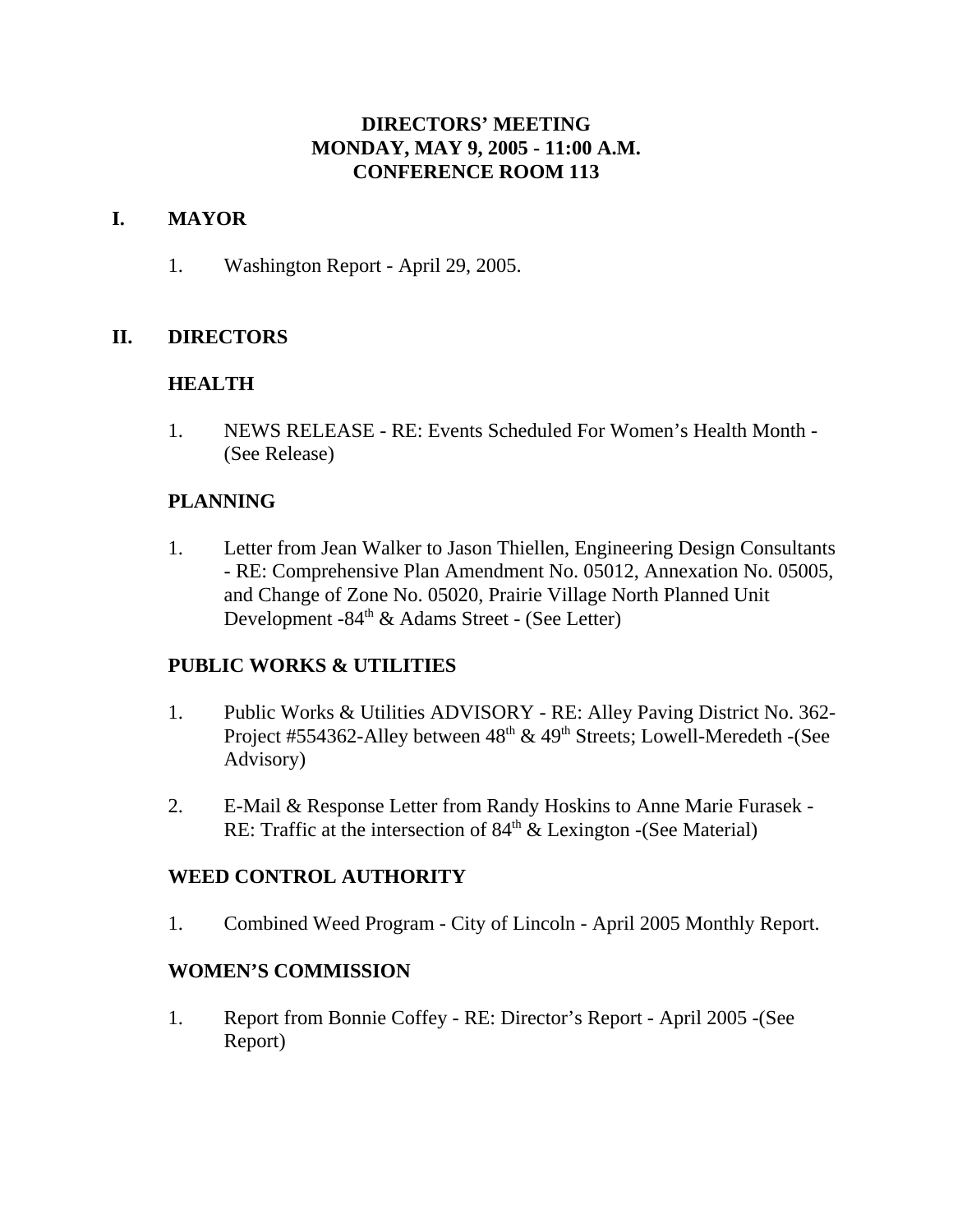# DIRECTORS' MEETING
# MONDAY, MAY 9, 2005 - 11:00 A.M.
# CONFERENCE ROOM 113

## I. MAYOR

1. Washington Report - April 29, 2005.

## II. DIRECTORS

### HEALTH

1. NEWS RELEASE - RE: Events Scheduled For Women's Health Month - (See Release)

### PLANNING

1. Letter from Jean Walker to Jason Thiellen, Engineering Design Consultants - RE: Comprehensive Plan Amendment No. 05012, Annexation No. 05005, and Change of Zone No. 05020, Prairie Village North Planned Unit Development -84th & Adams Street - (See Letter)

### PUBLIC WORKS & UTILITIES

1. Public Works & Utilities ADVISORY - RE: Alley Paving District No. 362-Project #554362-Alley between 48th & 49th Streets; Lowell-Meredeth -(See Advisory)

2. E-Mail & Response Letter from Randy Hoskins to Anne Marie Furasek - RE: Traffic at the intersection of 84th & Lexington -(See Material)

### WEED CONTROL AUTHORITY

1. Combined Weed Program - City of Lincoln - April 2005 Monthly Report.

### WOMEN'S COMMISSION

1. Report from Bonnie Coffey - RE: Director's Report - April 2005 -(See Report)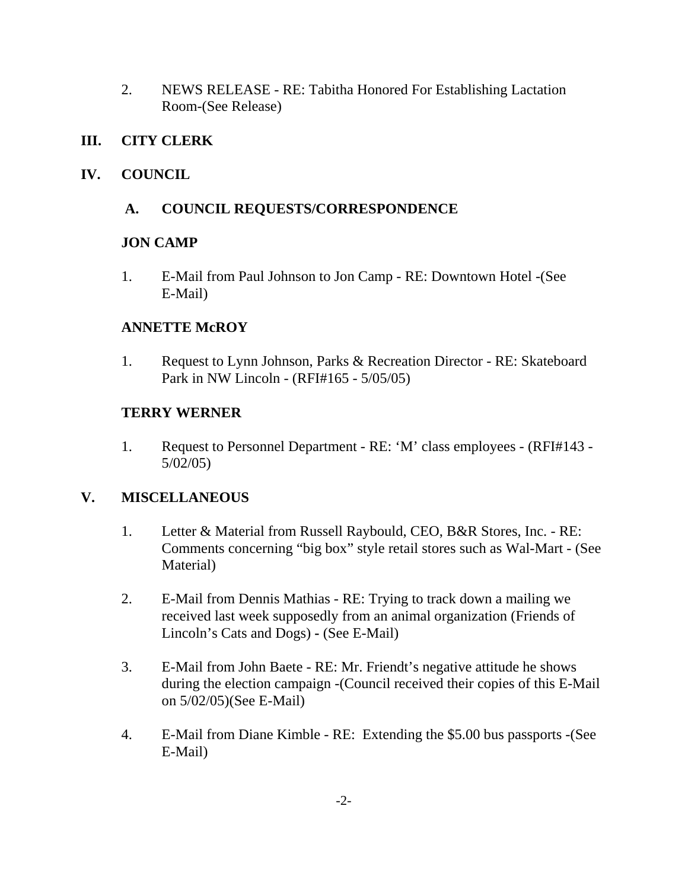2. NEWS RELEASE - RE: Tabitha Honored For Establishing Lactation Room-(See Release)

## III. CITY CLERK

## IV. COUNCIL

### A. COUNCIL REQUESTS/CORRESPONDENCE

**JON CAMP**

1. E-Mail from Paul Johnson to Jon Camp - RE: Downtown Hotel -(See E-Mail)

**ANNETTE McROY**

1. Request to Lynn Johnson, Parks & Recreation Director - RE: Skateboard Park in NW Lincoln - (RFI#165 - 5/05/05)

**TERRY WERNER**

1. Request to Personnel Department - RE: 'M' class employees - (RFI#143 - 5/02/05)

## V. MISCELLANEOUS

1. Letter & Material from Russell Raybould, CEO, B&R Stores, Inc. - RE: Comments concerning "big box" style retail stores such as Wal-Mart - (See Material)

2. E-Mail from Dennis Mathias - RE: Trying to track down a mailing we received last week supposedly from an animal organization (Friends of Lincoln's Cats and Dogs) - (See E-Mail)

3. E-Mail from John Baete - RE: Mr. Friendt's negative attitude he shows during the election campaign -(Council received their copies of this E-Mail on 5/02/05)(See E-Mail)

4. E-Mail from Diane Kimble - RE: Extending the $5.00 bus passports -(See E-Mail)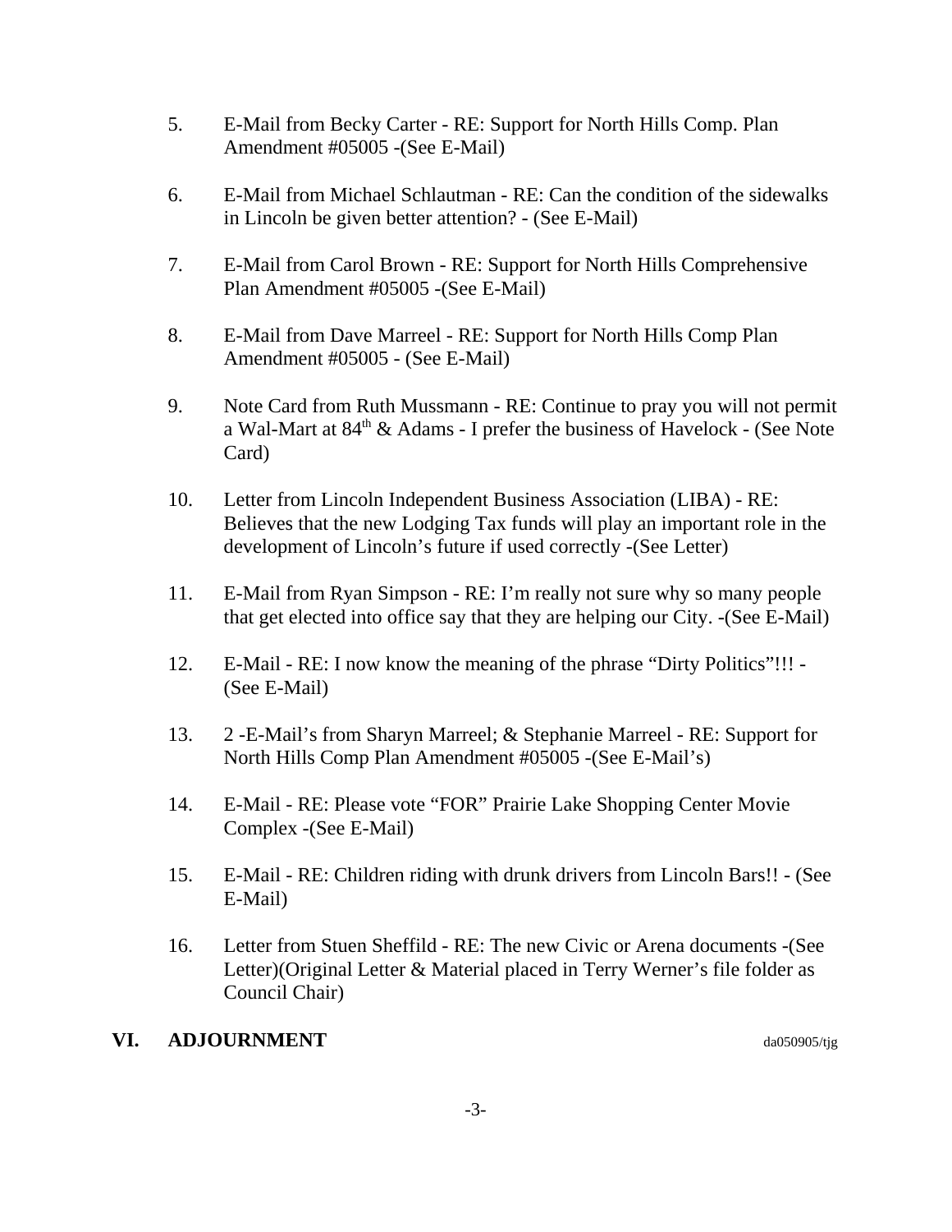5. E-Mail from Becky Carter - RE: Support for North Hills Comp. Plan Amendment #05005 -(See E-Mail)

6. E-Mail from Michael Schlautman - RE: Can the condition of the sidewalks in Lincoln be given better attention? - (See E-Mail)

7. E-Mail from Carol Brown - RE: Support for North Hills Comprehensive Plan Amendment #05005 -(See E-Mail)

8. E-Mail from Dave Marreel - RE: Support for North Hills Comp Plan Amendment #05005 - (See E-Mail)

9. Note Card from Ruth Mussmann - RE: Continue to pray you will not permit a Wal-Mart at 84th & Adams - I prefer the business of Havelock - (See Note Card)

10. Letter from Lincoln Independent Business Association (LIBA) - RE: Believes that the new Lodging Tax funds will play an important role in the development of Lincoln's future if used correctly -(See Letter)

11. E-Mail from Ryan Simpson - RE: I'm really not sure why so many people that get elected into office say that they are helping our City. -(See E-Mail)

12. E-Mail - RE: I now know the meaning of the phrase "Dirty Politics"!!! - (See E-Mail)

13. 2 -E-Mail's from Sharyn Marreel; & Stephanie Marreel - RE: Support for North Hills Comp Plan Amendment #05005 -(See E-Mail's)

14. E-Mail - RE: Please vote "FOR" Prairie Lake Shopping Center Movie Complex -(See E-Mail)

15. E-Mail - RE: Children riding with drunk drivers from Lincoln Bars!! - (See E-Mail)

16. Letter from Stuen Sheffild - RE: The new Civic or Arena documents -(See Letter)(Original Letter & Material placed in Terry Werner's file folder as Council Chair)

## VI. ADJOURNMENT

da050905/tjg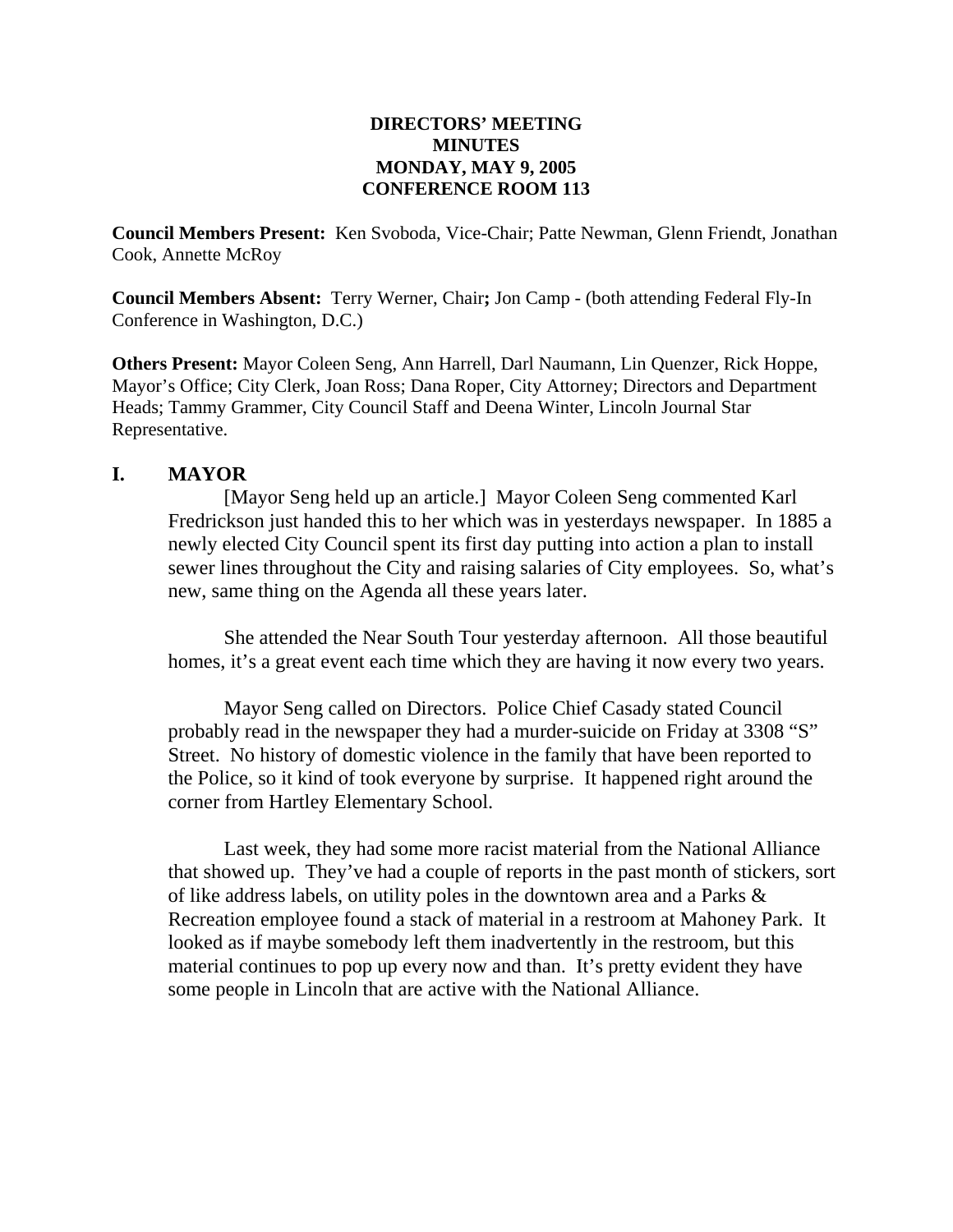**DIRECTORS' MEETING**
**MINUTES**
**MONDAY, MAY 9, 2005**
**CONFERENCE ROOM 113**

**Council Members Present:** Ken Svoboda, Vice-Chair; Patte Newman, Glenn Friendt, Jonathan Cook, Annette McRoy

**Council Members Absent:** Terry Werner, Chair**;** Jon Camp - (both attending Federal Fly-In Conference in Washington, D.C.)

**Others Present:** Mayor Coleen Seng, Ann Harrell, Darl Naumann, Lin Quenzer, Rick Hoppe, Mayor's Office; City Clerk, Joan Ross; Dana Roper, City Attorney; Directors and Department Heads; Tammy Grammer, City Council Staff and Deena Winter, Lincoln Journal Star Representative.

## I. MAYOR

[Mayor Seng held up an article.] Mayor Coleen Seng commented Karl Fredrickson just handed this to her which was in yesterdays newspaper. In 1885 a newly elected City Council spent its first day putting into action a plan to install sewer lines throughout the City and raising salaries of City employees. So, what's new, same thing on the Agenda all these years later.

She attended the Near South Tour yesterday afternoon. All those beautiful homes, it's a great event each time which they are having it now every two years.

Mayor Seng called on Directors. Police Chief Casady stated Council probably read in the newspaper they had a murder-suicide on Friday at 3308 "S" Street. No history of domestic violence in the family that have been reported to the Police, so it kind of took everyone by surprise. It happened right around the corner from Hartley Elementary School.

Last week, they had some more racist material from the National Alliance that showed up. They've had a couple of reports in the past month of stickers, sort of like address labels, on utility poles in the downtown area and a Parks & Recreation employee found a stack of material in a restroom at Mahoney Park. It looked as if maybe somebody left them inadvertently in the restroom, but this material continues to pop up every now and than. It's pretty evident they have some people in Lincoln that are active with the National Alliance.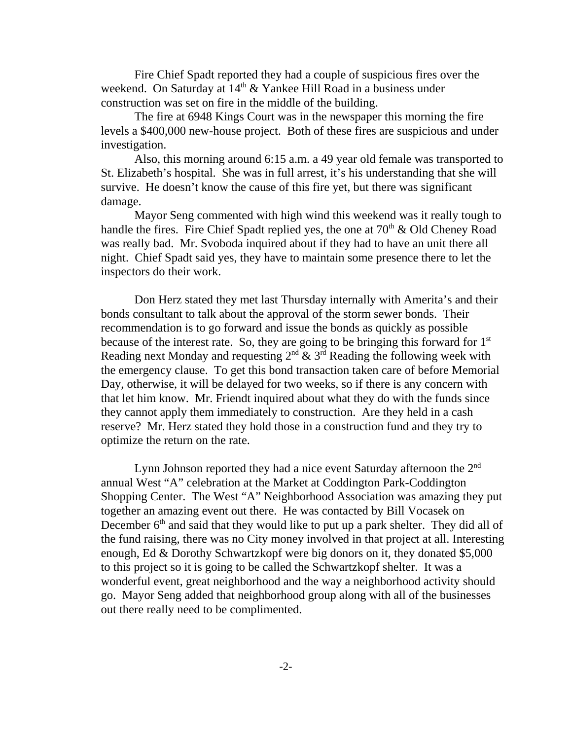Fire Chief Spadt reported they had a couple of suspicious fires over the weekend. On Saturday at 14th & Yankee Hill Road in a business under construction was set on fire in the middle of the building.

The fire at 6948 Kings Court was in the newspaper this morning the fire levels a $400,000 new-house project. Both of these fires are suspicious and under investigation.

Also, this morning around 6:15 a.m. a 49 year old female was transported to St. Elizabeth's hospital. She was in full arrest, it's his understanding that she will survive. He doesn't know the cause of this fire yet, but there was significant damage.

Mayor Seng commented with high wind this weekend was it really tough to handle the fires. Fire Chief Spadt replied yes, the one at 70th & Old Cheney Road was really bad. Mr. Svoboda inquired about if they had to have an unit there all night. Chief Spadt said yes, they have to maintain some presence there to let the inspectors do their work.

Don Herz stated they met last Thursday internally with Amerita's and their bonds consultant to talk about the approval of the storm sewer bonds. Their recommendation is to go forward and issue the bonds as quickly as possible because of the interest rate. So, they are going to be bringing this forward for 1st Reading next Monday and requesting 2nd & 3rd Reading the following week with the emergency clause. To get this bond transaction taken care of before Memorial Day, otherwise, it will be delayed for two weeks, so if there is any concern with that let him know. Mr. Friendt inquired about what they do with the funds since they cannot apply them immediately to construction. Are they held in a cash reserve? Mr. Herz stated they hold those in a construction fund and they try to optimize the return on the rate.

Lynn Johnson reported they had a nice event Saturday afternoon the 2nd annual West "A" celebration at the Market at Coddington Park-Coddington Shopping Center. The West "A" Neighborhood Association was amazing they put together an amazing event out there. He was contacted by Bill Vocasek on December 6th and said that they would like to put up a park shelter. They did all of the fund raising, there was no City money involved in that project at all. Interesting enough, Ed & Dorothy Schwartzkopf were big donors on it, they donated $5,000 to this project so it is going to be called the Schwartzkopf shelter. It was a wonderful event, great neighborhood and the way a neighborhood activity should go. Mayor Seng added that neighborhood group along with all of the businesses out there really need to be complimented.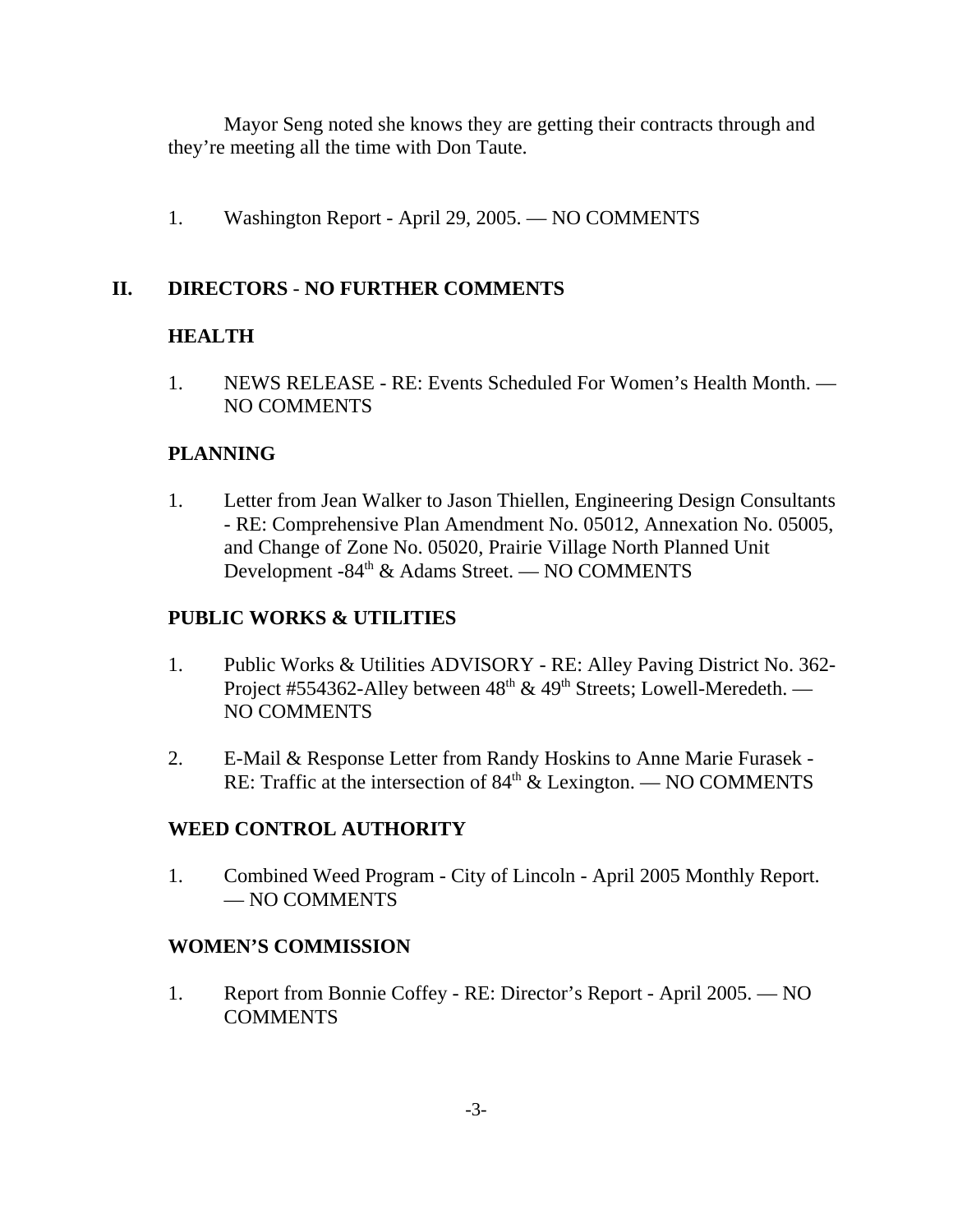Mayor Seng noted she knows they are getting their contracts through and they're meeting all the time with Don Taute.

1. Washington Report - April 29, 2005. — NO COMMENTS

## II. DIRECTORS - NO FURTHER COMMENTS

### HEALTH

1. NEWS RELEASE - RE: Events Scheduled For Women's Health Month. — NO COMMENTS

### PLANNING

1. Letter from Jean Walker to Jason Thiellen, Engineering Design Consultants - RE: Comprehensive Plan Amendment No. 05012, Annexation No. 05005, and Change of Zone No. 05020, Prairie Village North Planned Unit Development -84th & Adams Street. — NO COMMENTS

### PUBLIC WORKS & UTILITIES

1. Public Works & Utilities ADVISORY - RE: Alley Paving District No. 362-Project #554362-Alley between 48th & 49th Streets; Lowell-Meredeth. — NO COMMENTS

2. E-Mail & Response Letter from Randy Hoskins to Anne Marie Furasek - RE: Traffic at the intersection of 84th & Lexington. — NO COMMENTS

### WEED CONTROL AUTHORITY

1. Combined Weed Program - City of Lincoln - April 2005 Monthly Report. — NO COMMENTS

### WOMEN'S COMMISSION

1. Report from Bonnie Coffey - RE: Director's Report - April 2005. — NO COMMENTS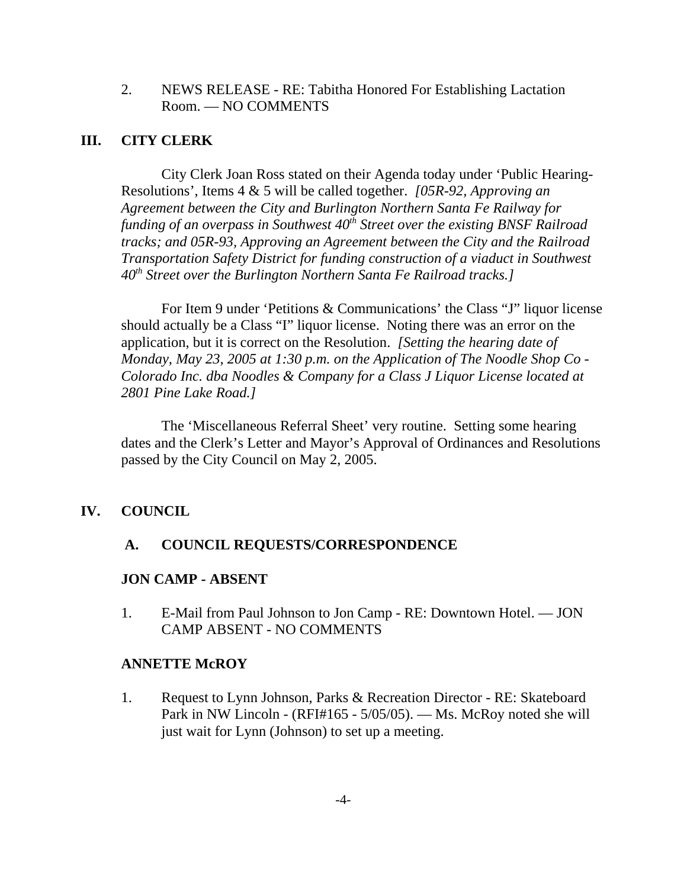2. NEWS RELEASE - RE: Tabitha Honored For Establishing Lactation Room. — NO COMMENTS

## III. CITY CLERK

City Clerk Joan Ross stated on their Agenda today under 'Public Hearing-Resolutions', Items 4 & 5 will be called together. *[05R-92, Approving an Agreement between the City and Burlington Northern Santa Fe Railway for funding of an overpass in Southwest 40th Street over the existing BNSF Railroad tracks; and 05R-93, Approving an Agreement between the City and the Railroad Transportation Safety District for funding construction of a viaduct in Southwest 40th Street over the Burlington Northern Santa Fe Railroad tracks.]*

For Item 9 under 'Petitions & Communications' the Class "J" liquor license should actually be a Class "I" liquor license. Noting there was an error on the application, but it is correct on the Resolution. *[Setting the hearing date of Monday, May 23, 2005 at 1:30 p.m. on the Application of The Noodle Shop Co - Colorado Inc. dba Noodles & Company for a Class J Liquor License located at 2801 Pine Lake Road.]*

The 'Miscellaneous Referral Sheet' very routine. Setting some hearing dates and the Clerk's Letter and Mayor's Approval of Ordinances and Resolutions passed by the City Council on May 2, 2005.

## IV. COUNCIL

### A. COUNCIL REQUESTS/CORRESPONDENCE

**JON CAMP - ABSENT**

1. E-Mail from Paul Johnson to Jon Camp - RE: Downtown Hotel. — JON CAMP ABSENT - NO COMMENTS

**ANNETTE McROY**

1. Request to Lynn Johnson, Parks & Recreation Director - RE: Skateboard Park in NW Lincoln - (RFI#165 - 5/05/05). — Ms. McRoy noted she will just wait for Lynn (Johnson) to set up a meeting.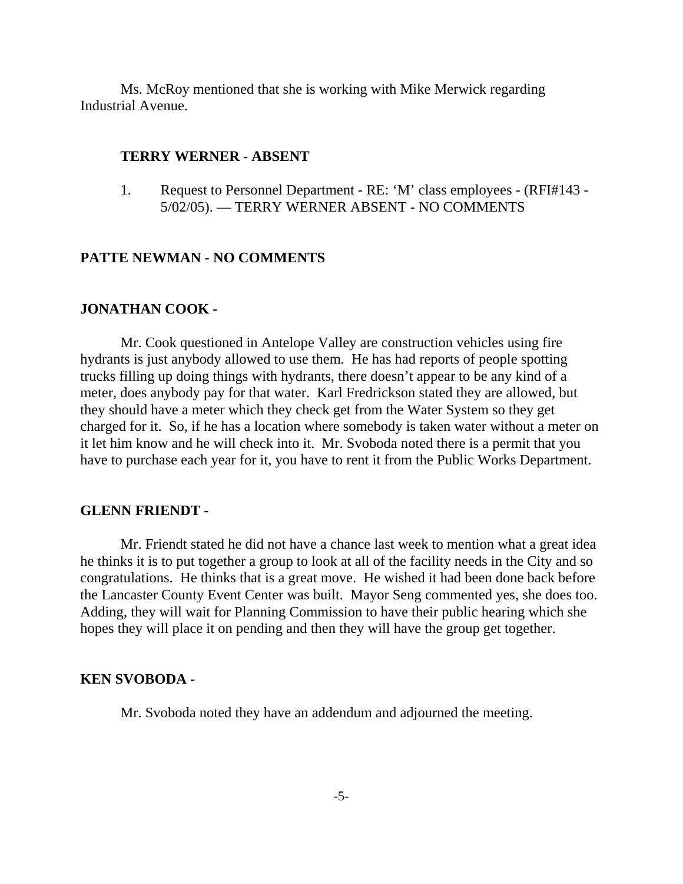Ms. McRoy mentioned that she is working with Mike Merwick regarding Industrial Avenue.

**TERRY WERNER - ABSENT**

1. Request to Personnel Department - RE: 'M' class employees - (RFI#143 - 5/02/05). — TERRY WERNER ABSENT - NO COMMENTS

**PATTE NEWMAN - NO COMMENTS**

**JONATHAN COOK -**

Mr. Cook questioned in Antelope Valley are construction vehicles using fire hydrants is just anybody allowed to use them. He has had reports of people spotting trucks filling up doing things with hydrants, there doesn't appear to be any kind of a meter, does anybody pay for that water. Karl Fredrickson stated they are allowed, but they should have a meter which they check get from the Water System so they get charged for it. So, if he has a location where somebody is taken water without a meter on it let him know and he will check into it. Mr. Svoboda noted there is a permit that you have to purchase each year for it, you have to rent it from the Public Works Department.

**GLENN FRIENDT -**

Mr. Friendt stated he did not have a chance last week to mention what a great idea he thinks it is to put together a group to look at all of the facility needs in the City and so congratulations. He thinks that is a great move. He wished it had been done back before the Lancaster County Event Center was built. Mayor Seng commented yes, she does too. Adding, they will wait for Planning Commission to have their public hearing which she hopes they will place it on pending and then they will have the group get together.

**KEN SVOBODA -**

Mr. Svoboda noted they have an addendum and adjourned the meeting.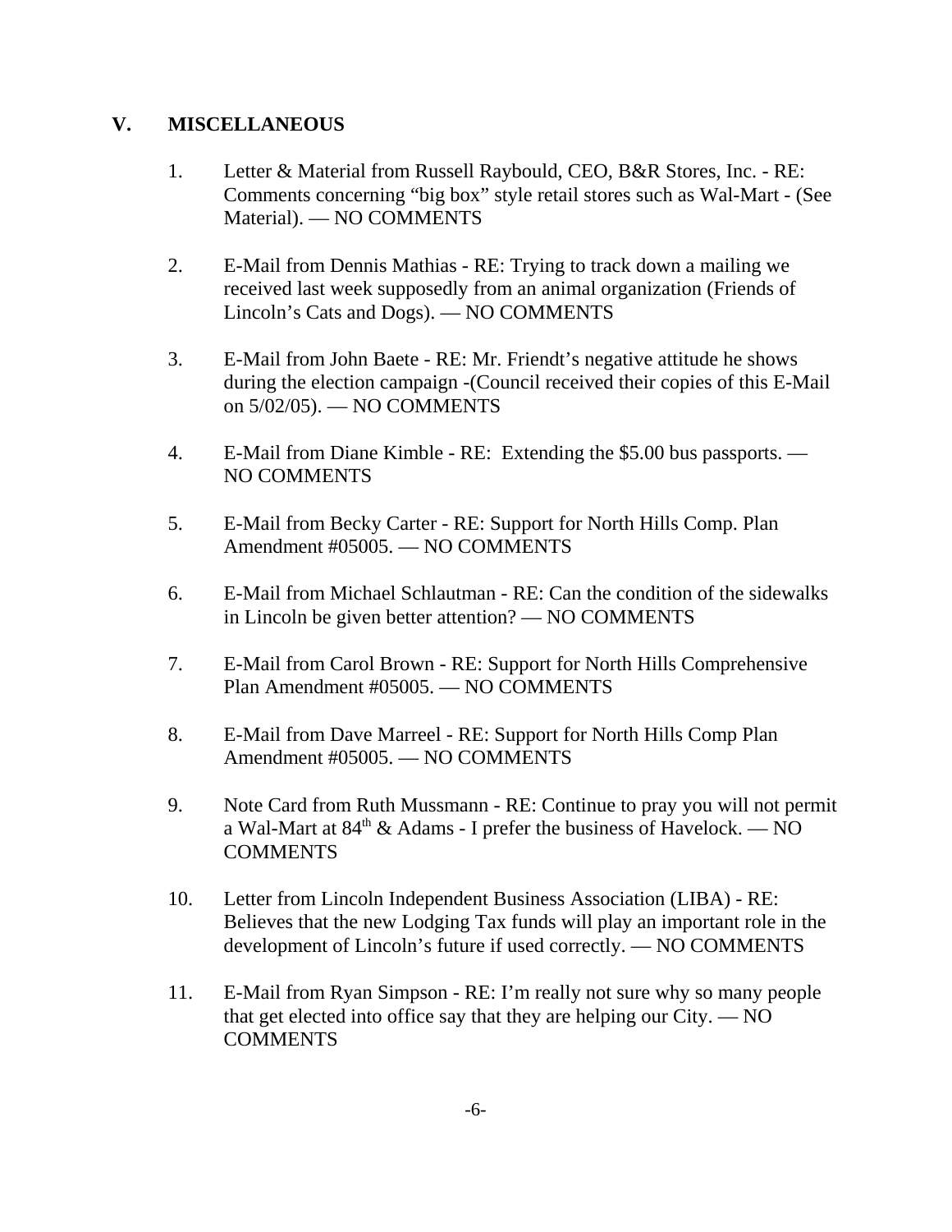## V. MISCELLANEOUS

1. Letter & Material from Russell Raybould, CEO, B&R Stores, Inc. - RE: Comments concerning "big box" style retail stores such as Wal-Mart - (See Material). — NO COMMENTS

2. E-Mail from Dennis Mathias - RE: Trying to track down a mailing we received last week supposedly from an animal organization (Friends of Lincoln's Cats and Dogs). — NO COMMENTS

3. E-Mail from John Baete - RE: Mr. Friendt's negative attitude he shows during the election campaign -(Council received their copies of this E-Mail on 5/02/05). — NO COMMENTS

4. E-Mail from Diane Kimble - RE: Extending the $5.00 bus passports. — NO COMMENTS

5. E-Mail from Becky Carter - RE: Support for North Hills Comp. Plan Amendment #05005. — NO COMMENTS

6. E-Mail from Michael Schlautman - RE: Can the condition of the sidewalks in Lincoln be given better attention? — NO COMMENTS

7. E-Mail from Carol Brown - RE: Support for North Hills Comprehensive Plan Amendment #05005. — NO COMMENTS

8. E-Mail from Dave Marreel - RE: Support for North Hills Comp Plan Amendment #05005. — NO COMMENTS

9. Note Card from Ruth Mussmann - RE: Continue to pray you will not permit a Wal-Mart at 84th & Adams - I prefer the business of Havelock. — NO COMMENTS

10. Letter from Lincoln Independent Business Association (LIBA) - RE: Believes that the new Lodging Tax funds will play an important role in the development of Lincoln's future if used correctly. — NO COMMENTS

11. E-Mail from Ryan Simpson - RE: I'm really not sure why so many people that get elected into office say that they are helping our City. — NO COMMENTS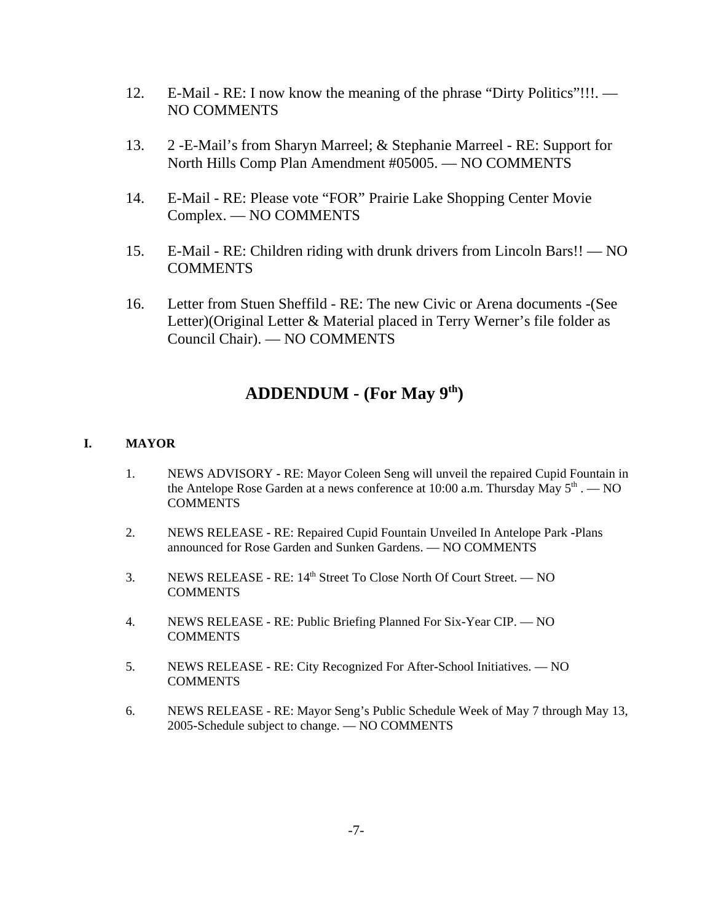12. E-Mail - RE: I now know the meaning of the phrase “Dirty Politics”!!!. — NO COMMENTS

13. 2 -E-Mail’s from Sharyn Marreel; & Stephanie Marreel - RE: Support for North Hills Comp Plan Amendment #05005. — NO COMMENTS

14. E-Mail - RE: Please vote “FOR” Prairie Lake Shopping Center Movie Complex. — NO COMMENTS

15. E-Mail - RE: Children riding with drunk drivers from Lincoln Bars!! — NO COMMENTS

16. Letter from Stuen Sheffild - RE: The new Civic or Arena documents -(See Letter)(Original Letter & Material placed in Terry Werner’s file folder as Council Chair). — NO COMMENTS

## ADDENDUM - (For May 9th)

### I. MAYOR

1. NEWS ADVISORY - RE: Mayor Coleen Seng will unveil the repaired Cupid Fountain in the Antelope Rose Garden at a news conference at 10:00 a.m. Thursday May 5th . — NO COMMENTS

2. NEWS RELEASE - RE: Repaired Cupid Fountain Unveiled In Antelope Park -Plans announced for Rose Garden and Sunken Gardens. — NO COMMENTS

3. NEWS RELEASE - RE: 14th Street To Close North Of Court Street. — NO COMMENTS

4. NEWS RELEASE - RE: Public Briefing Planned For Six-Year CIP. — NO COMMENTS

5. NEWS RELEASE - RE: City Recognized For After-School Initiatives. — NO COMMENTS

6. NEWS RELEASE - RE: Mayor Seng’s Public Schedule Week of May 7 through May 13, 2005-Schedule subject to change. — NO COMMENTS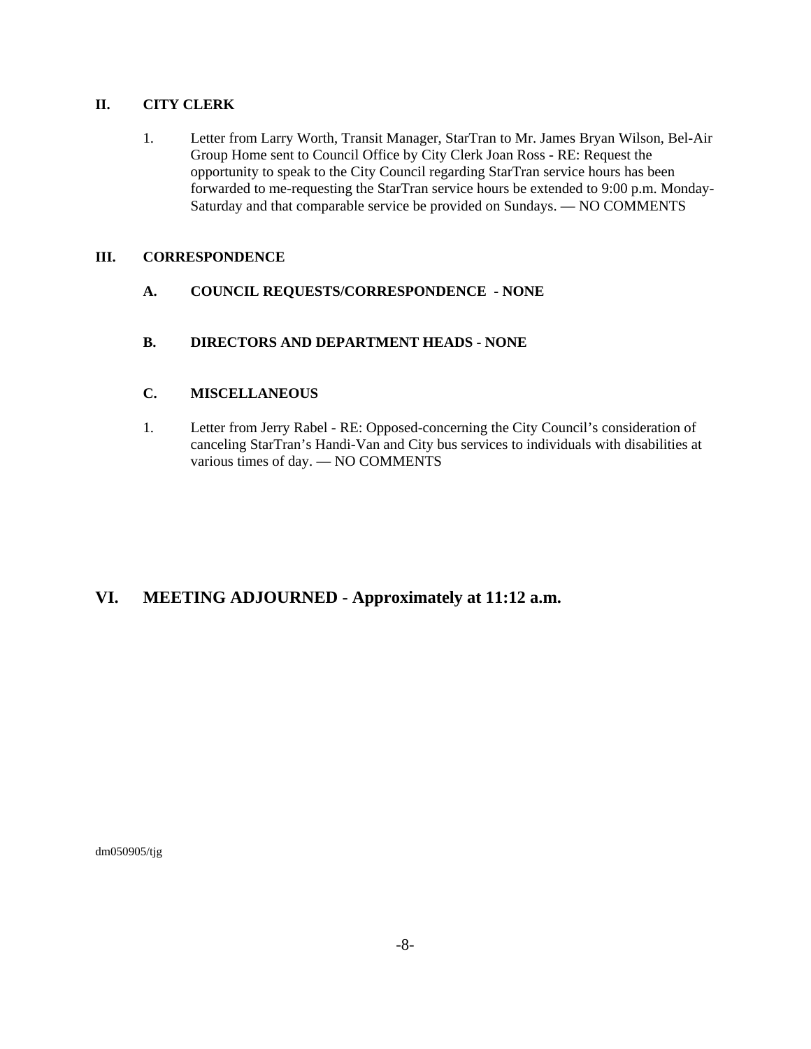## II. CITY CLERK

1. Letter from Larry Worth, Transit Manager, StarTran to Mr. James Bryan Wilson, Bel-Air Group Home sent to Council Office by City Clerk Joan Ross - RE: Request the opportunity to speak to the City Council regarding StarTran service hours has been forwarded to me-requesting the StarTran service hours be extended to 9:00 p.m. Monday-Saturday and that comparable service be provided on Sundays. — NO COMMENTS

## III. CORRESPONDENCE

### A. COUNCIL REQUESTS/CORRESPONDENCE - NONE

### B. DIRECTORS AND DEPARTMENT HEADS - NONE

### C. MISCELLANEOUS

1. Letter from Jerry Rabel - RE: Opposed-concerning the City Council's consideration of canceling StarTran's Handi-Van and City bus services to individuals with disabilities at various times of day. — NO COMMENTS

## VI. MEETING ADJOURNED - Approximately at 11:12 a.m.

dm050905/tjg